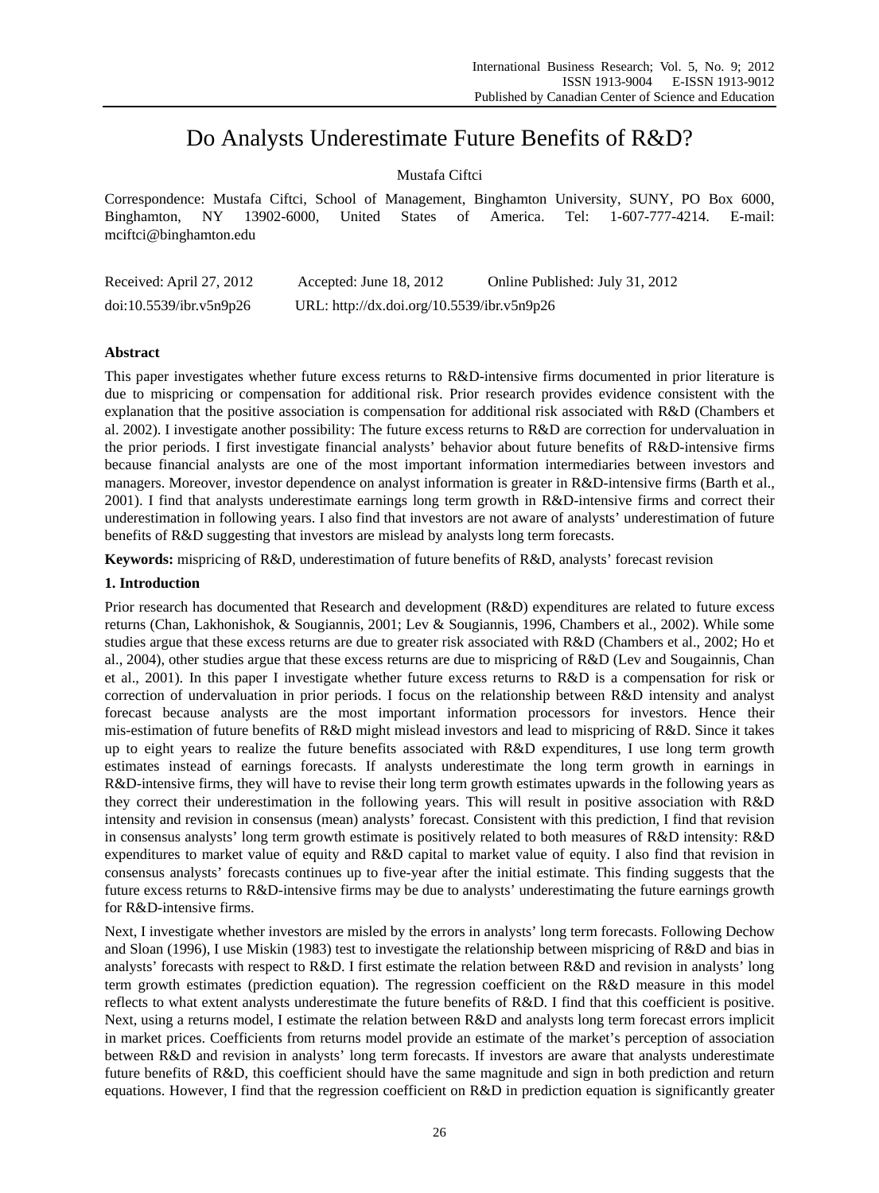# Do Analysts Underestimate Future Benefits of R&D?

Mustafa Ciftci

Correspondence: Mustafa Ciftci, School of Management, Binghamton University, SUNY, PO Box 6000, Binghamton, NY 13902-6000, United States of America. Tel: 1-607-777-4214. E-mail: mciftci@binghamton.edu

Received: April 27, 2012 Accepted: June 18, 2012 Online Published: July 31, 2012

doi:10.5539/ibr.v5n9p26 URL: http://dx.doi.org/10.5539/ibr.v5n9p26

## Abstract

This paper investigates whether future excess returns to R&D-intensive firms documented in prior literature is due to mispricing or compensation for additional risk. Prior research provides evidence consistent with the explanation that the positive association is compensation for additional risk associated with R&D (Chambers et al. 2002). I investigate another possibility: The future excess returns to R&D are correction for undervaluation in the prior periods. I first investigate financial analysts' behavior about future benefits of R&D-intensive firms because financial analysts are one of the most important information intermediaries between investors and managers. Moreover, investor dependence on analyst information is greater in R&D-intensive firms (Barth et al., 2001). I find that analysts underestimate earnings long term growth in R&D-intensive firms and correct their underestimation in following years. I also find that investors are not aware of analysts' underestimation of future benefits of R&D suggesting that investors are mislead by analysts long term forecasts.

**Keywords:** mispricing of R&D, underestimation of future benefits of R&D, analysts' forecast revision

## 1. Introduction

Prior research has documented that Research and development (R&D) expenditures are related to future excess returns (Chan, Lakhonishok, & Sougiannis, 2001; Lev & Sougiannis, 1996, Chambers et al., 2002). While some studies argue that these excess returns are due to greater risk associated with R&D (Chambers et al., 2002; Ho et al., 2004), other studies argue that these excess returns are due to mispricing of R&D (Lev and Sougainnis, Chan et al., 2001). In this paper I investigate whether future excess returns to R&D is a compensation for risk or correction of undervaluation in prior periods. I focus on the relationship between R&D intensity and analyst forecast because analysts are the most important information processors for investors. Hence their mis-estimation of future benefits of R&D might mislead investors and lead to mispricing of R&D. Since it takes up to eight years to realize the future benefits associated with R&D expenditures, I use long term growth estimates instead of earnings forecasts. If analysts underestimate the long term growth in earnings in R&D-intensive firms, they will have to revise their long term growth estimates upwards in the following years as they correct their underestimation in the following years. This will result in positive association with R&D intensity and revision in consensus (mean) analysts' forecast. Consistent with this prediction, I find that revision in consensus analysts' long term growth estimate is positively related to both measures of R&D intensity: R&D expenditures to market value of equity and R&D capital to market value of equity. I also find that revision in consensus analysts' forecasts continues up to five-year after the initial estimate. This finding suggests that the future excess returns to R&D-intensive firms may be due to analysts' underestimating the future earnings growth for R&D-intensive firms.

Next, I investigate whether investors are misled by the errors in analysts' long term forecasts. Following Dechow and Sloan (1996), I use Miskin (1983) test to investigate the relationship between mispricing of R&D and bias in analysts' forecasts with respect to R&D. I first estimate the relation between R&D and revision in analysts' long term growth estimates (prediction equation). The regression coefficient on the R&D measure in this model reflects to what extent analysts underestimate the future benefits of R&D. I find that this coefficient is positive. Next, using a returns model, I estimate the relation between R&D and analysts long term forecast errors implicit in market prices. Coefficients from returns model provide an estimate of the market's perception of association between R&D and revision in analysts' long term forecasts. If investors are aware that analysts underestimate future benefits of R&D, this coefficient should have the same magnitude and sign in both prediction and return equations. However, I find that the regression coefficient on R&D in prediction equation is significantly greater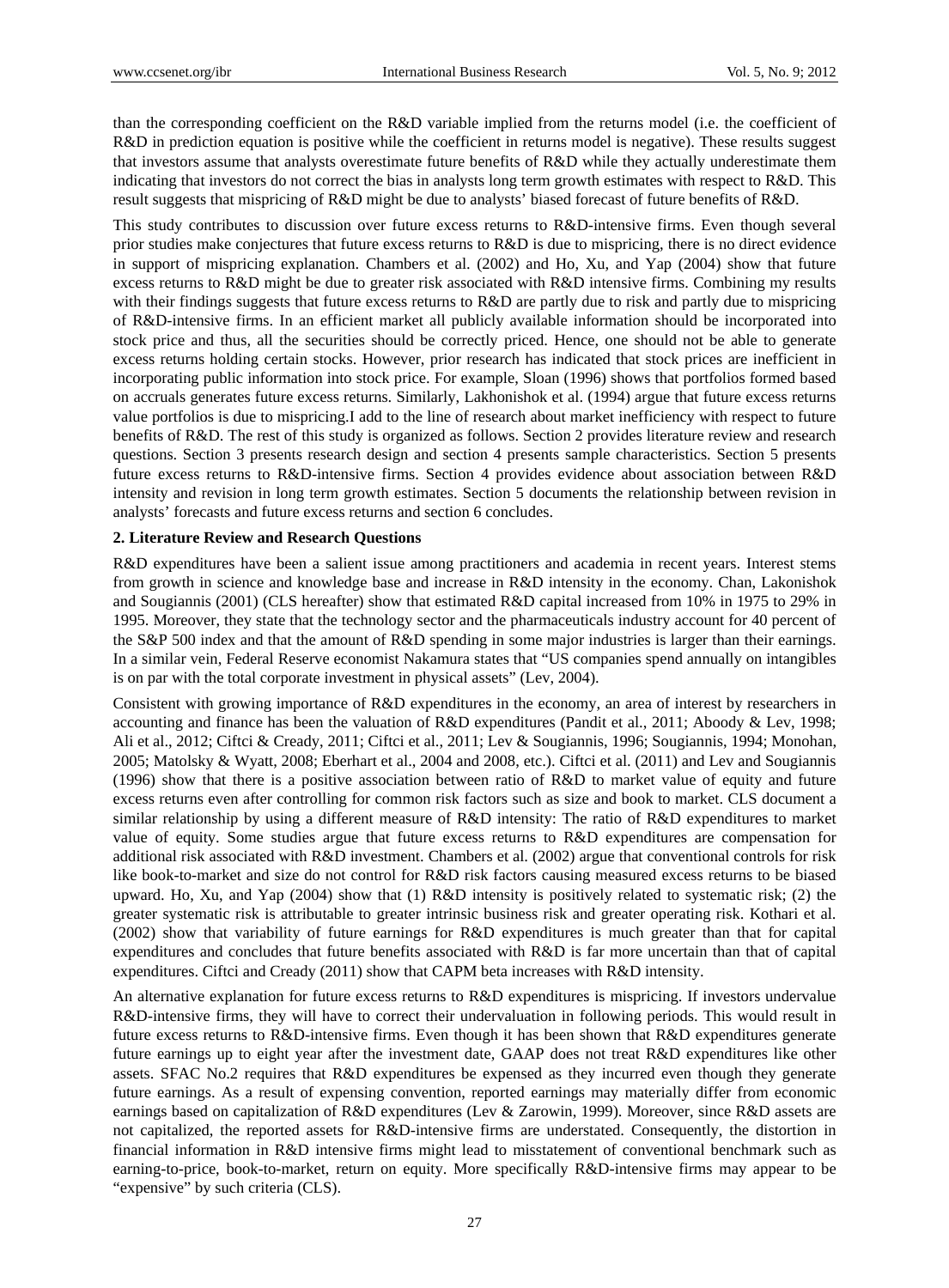than the corresponding coefficient on the R&D variable implied from the returns model (i.e. the coefficient of R&D in prediction equation is positive while the coefficient in returns model is negative). These results suggest that investors assume that analysts overestimate future benefits of R&D while they actually underestimate them indicating that investors do not correct the bias in analysts long term growth estimates with respect to R&D. This result suggests that mispricing of R&D might be due to analysts' biased forecast of future benefits of R&D.

This study contributes to discussion over future excess returns to R&D-intensive firms. Even though several prior studies make conjectures that future excess returns to R&D is due to mispricing, there is no direct evidence in support of mispricing explanation. Chambers et al. (2002) and Ho, Xu, and Yap (2004) show that future excess returns to R&D might be due to greater risk associated with R&D intensive firms. Combining my results with their findings suggests that future excess returns to R&D are partly due to risk and partly due to mispricing of R&D-intensive firms. In an efficient market all publicly available information should be incorporated into stock price and thus, all the securities should be correctly priced. Hence, one should not be able to generate excess returns holding certain stocks. However, prior research has indicated that stock prices are inefficient in incorporating public information into stock price. For example, Sloan (1996) shows that portfolios formed based on accruals generates future excess returns. Similarly, Lakhonishok et al. (1994) argue that future excess returns value portfolios is due to mispricing.I add to the line of research about market inefficiency with respect to future benefits of R&D. The rest of this study is organized as follows. Section 2 provides literature review and research questions. Section 3 presents research design and section 4 presents sample characteristics. Section 5 presents future excess returns to R&D-intensive firms. Section 4 provides evidence about association between R&D intensity and revision in long term growth estimates. Section 5 documents the relationship between revision in analysts' forecasts and future excess returns and section 6 concludes.

## 2. Literature Review and Research Questions

R&D expenditures have been a salient issue among practitioners and academia in recent years. Interest stems from growth in science and knowledge base and increase in R&D intensity in the economy. Chan, Lakonishok and Sougiannis (2001) (CLS hereafter) show that estimated R&D capital increased from 10% in 1975 to 29% in 1995. Moreover, they state that the technology sector and the pharmaceuticals industry account for 40 percent of the S&P 500 index and that the amount of R&D spending in some major industries is larger than their earnings. In a similar vein, Federal Reserve economist Nakamura states that "US companies spend annually on intangibles is on par with the total corporate investment in physical assets" (Lev, 2004).

Consistent with growing importance of R&D expenditures in the economy, an area of interest by researchers in accounting and finance has been the valuation of R&D expenditures (Pandit et al., 2011; Aboody & Lev, 1998; Ali et al., 2012; Ciftci & Cready, 2011; Ciftci et al., 2011; Lev & Sougiannis, 1996; Sougiannis, 1994; Monohan, 2005; Matolsky & Wyatt, 2008; Eberhart et al., 2004 and 2008, etc.). Ciftci et al. (2011) and Lev and Sougiannis (1996) show that there is a positive association between ratio of R&D to market value of equity and future excess returns even after controlling for common risk factors such as size and book to market. CLS document a similar relationship by using a different measure of R&D intensity: The ratio of R&D expenditures to market value of equity. Some studies argue that future excess returns to R&D expenditures are compensation for additional risk associated with R&D investment. Chambers et al. (2002) argue that conventional controls for risk like book-to-market and size do not control for R&D risk factors causing measured excess returns to be biased upward. Ho, Xu, and Yap (2004) show that (1) R&D intensity is positively related to systematic risk; (2) the greater systematic risk is attributable to greater intrinsic business risk and greater operating risk. Kothari et al. (2002) show that variability of future earnings for R&D expenditures is much greater than that for capital expenditures and concludes that future benefits associated with R&D is far more uncertain than that of capital expenditures. Ciftci and Cready (2011) show that CAPM beta increases with R&D intensity.

An alternative explanation for future excess returns to R&D expenditures is mispricing. If investors undervalue R&D-intensive firms, they will have to correct their undervaluation in following periods. This would result in future excess returns to R&D-intensive firms. Even though it has been shown that R&D expenditures generate future earnings up to eight year after the investment date, GAAP does not treat R&D expenditures like other assets. SFAC No.2 requires that R&D expenditures be expensed as they incurred even though they generate future earnings. As a result of expensing convention, reported earnings may materially differ from economic earnings based on capitalization of R&D expenditures (Lev & Zarowin, 1999). Moreover, since R&D assets are not capitalized, the reported assets for R&D-intensive firms are understated. Consequently, the distortion in financial information in R&D intensive firms might lead to misstatement of conventional benchmark such as earning-to-price, book-to-market, return on equity. More specifically R&D-intensive firms may appear to be "expensive" by such criteria (CLS).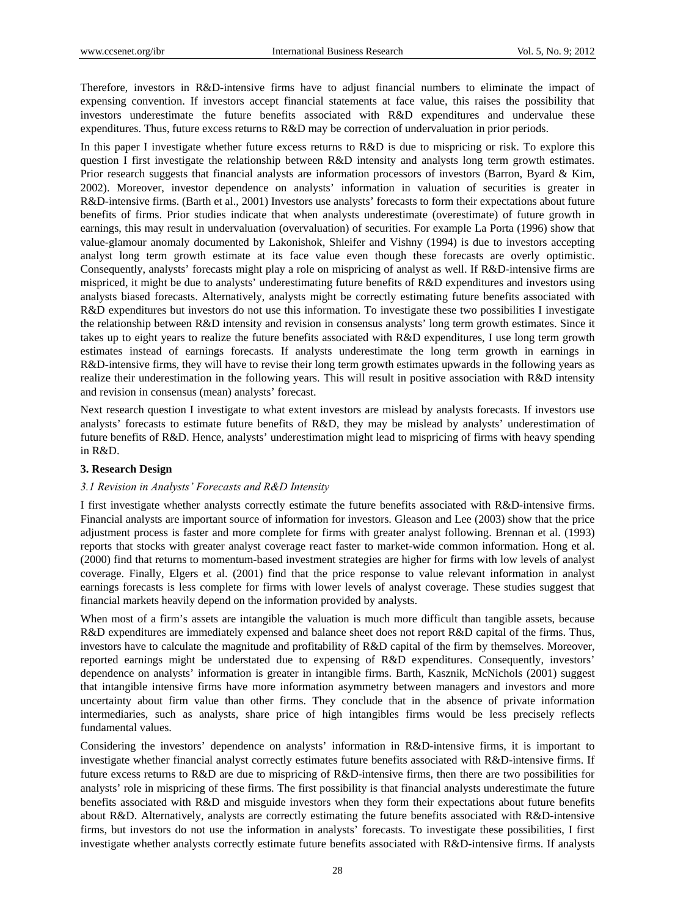Therefore, investors in R&D-intensive firms have to adjust financial numbers to eliminate the impact of expensing convention. If investors accept financial statements at face value, this raises the possibility that investors underestimate the future benefits associated with R&D expenditures and undervalue these expenditures. Thus, future excess returns to R&D may be correction of undervaluation in prior periods.

In this paper I investigate whether future excess returns to R&D is due to mispricing or risk. To explore this question I first investigate the relationship between R&D intensity and analysts long term growth estimates. Prior research suggests that financial analysts are information processors of investors (Barron, Byard & Kim, 2002). Moreover, investor dependence on analysts' information in valuation of securities is greater in R&D-intensive firms. (Barth et al., 2001) Investors use analysts' forecasts to form their expectations about future benefits of firms. Prior studies indicate that when analysts underestimate (overestimate) of future growth in earnings, this may result in undervaluation (overvaluation) of securities. For example La Porta (1996) show that value-glamour anomaly documented by Lakonishok, Shleifer and Vishny (1994) is due to investors accepting analyst long term growth estimate at its face value even though these forecasts are overly optimistic. Consequently, analysts' forecasts might play a role on mispricing of analyst as well. If R&D-intensive firms are mispriced, it might be due to analysts' underestimating future benefits of R&D expenditures and investors using analysts biased forecasts. Alternatively, analysts might be correctly estimating future benefits associated with R&D expenditures but investors do not use this information. To investigate these two possibilities I investigate the relationship between R&D intensity and revision in consensus analysts' long term growth estimates. Since it takes up to eight years to realize the future benefits associated with R&D expenditures, I use long term growth estimates instead of earnings forecasts. If analysts underestimate the long term growth in earnings in R&D-intensive firms, they will have to revise their long term growth estimates upwards in the following years as realize their underestimation in the following years. This will result in positive association with R&D intensity and revision in consensus (mean) analysts' forecast.

Next research question I investigate to what extent investors are mislead by analysts forecasts. If investors use analysts' forecasts to estimate future benefits of R&D, they may be mislead by analysts' underestimation of future benefits of R&D. Hence, analysts' underestimation might lead to mispricing of firms with heavy spending in R&D.

## 3. Research Design

### *3.1 Revision in Analysts' Forecasts and R&D Intensity*

I first investigate whether analysts correctly estimate the future benefits associated with R&D-intensive firms. Financial analysts are important source of information for investors. Gleason and Lee (2003) show that the price adjustment process is faster and more complete for firms with greater analyst following. Brennan et al. (1993) reports that stocks with greater analyst coverage react faster to market-wide common information. Hong et al. (2000) find that returns to momentum-based investment strategies are higher for firms with low levels of analyst coverage. Finally, Elgers et al. (2001) find that the price response to value relevant information in analyst earnings forecasts is less complete for firms with lower levels of analyst coverage. These studies suggest that financial markets heavily depend on the information provided by analysts.

When most of a firm's assets are intangible the valuation is much more difficult than tangible assets, because R&D expenditures are immediately expensed and balance sheet does not report R&D capital of the firms. Thus, investors have to calculate the magnitude and profitability of R&D capital of the firm by themselves. Moreover, reported earnings might be understated due to expensing of R&D expenditures. Consequently, investors' dependence on analysts' information is greater in intangible firms. Barth, Kasznik, McNichols (2001) suggest that intangible intensive firms have more information asymmetry between managers and investors and more uncertainty about firm value than other firms. They conclude that in the absence of private information intermediaries, such as analysts, share price of high intangibles firms would be less precisely reflects fundamental values.

Considering the investors' dependence on analysts' information in R&D-intensive firms, it is important to investigate whether financial analyst correctly estimates future benefits associated with R&D-intensive firms. If future excess returns to R&D are due to mispricing of R&D-intensive firms, then there are two possibilities for analysts' role in mispricing of these firms. The first possibility is that financial analysts underestimate the future benefits associated with R&D and misguide investors when they form their expectations about future benefits about R&D. Alternatively, analysts are correctly estimating the future benefits associated with R&D-intensive firms, but investors do not use the information in analysts' forecasts. To investigate these possibilities, I first investigate whether analysts correctly estimate future benefits associated with R&D-intensive firms. If analysts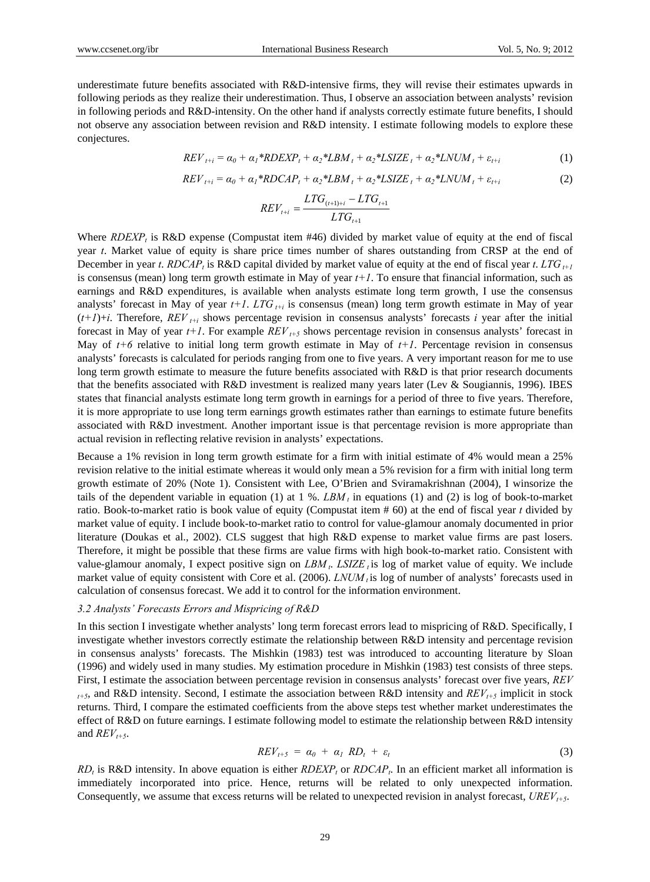underestimate future benefits associated with R&D-intensive firms, they will revise their estimates upwards in following periods as they realize their underestimation. Thus, I observe an association between analysts' revision in following periods and R&D-intensity. On the other hand if analysts correctly estimate future benefits, I should not observe any association between revision and R&D intensity. I estimate following models to explore these conjectures.

$$REV_{t+i} = \alpha_0 + \alpha_1 * RDEXP_t + \alpha_2 * LBM_t + \alpha_2 * LSIZE_t + \alpha_2 * LNUM_t + \varepsilon_{t+i} \tag{1}$$

$$REV_{t+i} = \alpha_0 + \alpha_1 * RDCAP_t + \alpha_2 * LBM_t + \alpha_2 * LSIZE_t + \alpha_2 * LNUM_t + \varepsilon_{t+i} \tag{2}$$

$$REV_{t+i} = \frac{LTG_{(t+1)+i} - LTG_{t+1}}{LTG_{t+1}}$$

Where $RDEXP_t$ is R&D expense (Compustat item #46) divided by market value of equity at the end of fiscal year *t*. Market value of equity is share price times number of shares outstanding from CRSP at the end of December in year *t*. $RDCAP_t$ is R&D capital divided by market value of equity at the end of fiscal year *t*. $LTG_{t+1}$ is consensus (mean) long term growth estimate in May of year $t+1$. To ensure that financial information, such as earnings and R&D expenditures, is available when analysts estimate long term growth, I use the consensus analysts' forecast in May of year $t+1$. $LTG_{t+i}$ is consensus (mean) long term growth estimate in May of year $(t+1)+i$. Therefore, $REV_{t+i}$ shows percentage revision in consensus analysts' forecasts *i* year after the initial forecast in May of year $t+1$. For example $REV_{t+5}$ shows percentage revision in consensus analysts' forecast in May of $t+6$ relative to initial long term growth estimate in May of $t+1$. Percentage revision in consensus analysts' forecasts is calculated for periods ranging from one to five years. A very important reason for me to use long term growth estimate to measure the future benefits associated with R&D is that prior research documents that the benefits associated with R&D investment is realized many years later (Lev & Sougiannis, 1996). IBES states that financial analysts estimate long term growth in earnings for a period of three to five years. Therefore, it is more appropriate to use long term earnings growth estimates rather than earnings to estimate future benefits associated with R&D investment. Another important issue is that percentage revision is more appropriate than actual revision in reflecting relative revision in analysts' expectations.

Because a 1% revision in long term growth estimate for a firm with initial estimate of 4% would mean a 25% revision relative to the initial estimate whereas it would only mean a 5% revision for a firm with initial long term growth estimate of 20% (Note 1). Consistent with Lee, O'Brien and Sviramakrishnan (2004), I winsorize the tails of the dependent variable in equation (1) at 1 %. $LBM_t$ in equations (1) and (2) is log of book-to-market ratio. Book-to-market ratio is book value of equity (Compustat item # 60) at the end of fiscal year *t* divided by market value of equity. I include book-to-market ratio to control for value-glamour anomaly documented in prior literature (Doukas et al., 2002). CLS suggest that high R&D expense to market value firms are past losers. Therefore, it might be possible that these firms are value firms with high book-to-market ratio. Consistent with value-glamour anomaly, I expect positive sign on $LBM_t$. $LSIZE_t$ is log of market value of equity. We include market value of equity consistent with Core et al. (2006). $LNUM_t$ is log of number of analysts' forecasts used in calculation of consensus forecast. We add it to control for the information environment.

### *3.2 Analysts' Forecasts Errors and Mispricing of R&D*

In this section I investigate whether analysts' long term forecast errors lead to mispricing of R&D. Specifically, I investigate whether investors correctly estimate the relationship between R&D intensity and percentage revision in consensus analysts' forecasts. The Mishkin (1983) test was introduced to accounting literature by Sloan (1996) and widely used in many studies. My estimation procedure in Mishkin (1983) test consists of three steps. First, I estimate the association between percentage revision in consensus analysts' forecast over five years, $REV_{t+5}$, and R&D intensity. Second, I estimate the association between R&D intensity and $REV_{t+5}$ implicit in stock returns. Third, I compare the estimated coefficients from the above steps test whether market underestimates the effect of R&D on future earnings. I estimate following model to estimate the relationship between R&D intensity and $REV_{t+5}$.

$$REV_{t+5} = \alpha_0 + \alpha_1 \; RD_t + \varepsilon_t \tag{3}$$

$RD_t$ is R&D intensity. In above equation is either $RDEXP_t$ or $RDCAP_t$. In an efficient market all information is immediately incorporated into price. Hence, returns will be related to only unexpected information. Consequently, we assume that excess returns will be related to unexpected revision in analyst forecast, $UREV_{t+5}$.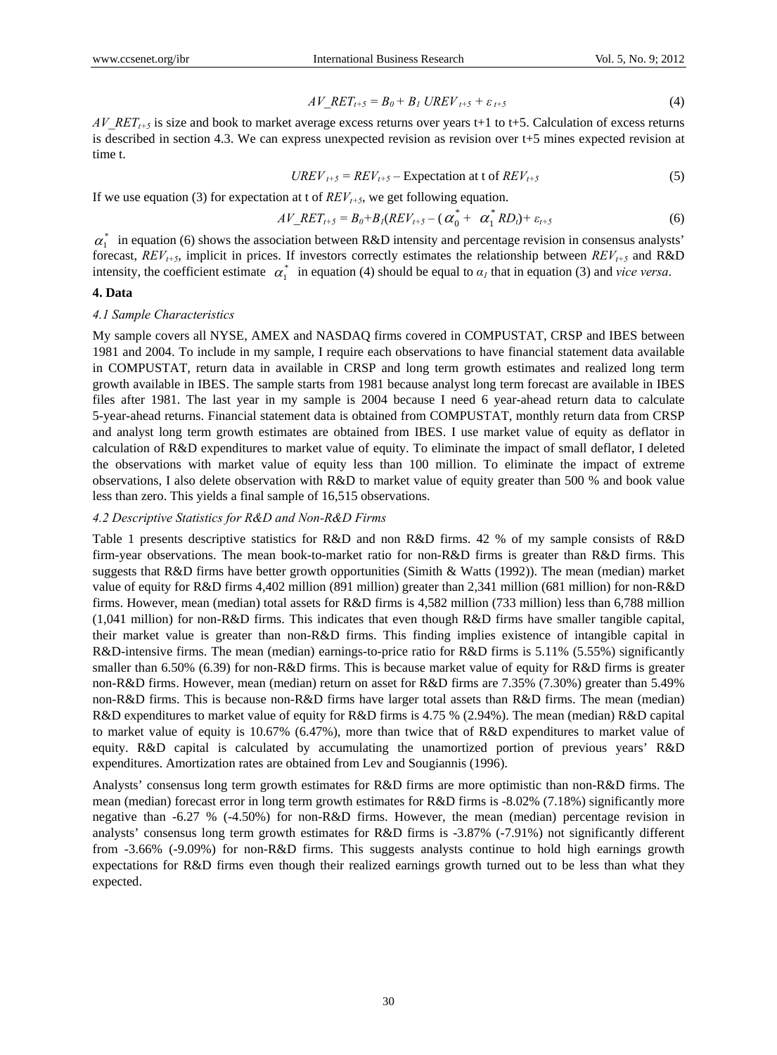$$AV\_RET_{t+5} = B_0 + B_1\, UREV_{t+5} + \varepsilon_{t+5} \tag{4}$$

$AV\_RET_{t+5}$ is size and book to market average excess returns over years t+1 to t+5. Calculation of excess returns is described in section 4.3. We can express unexpected revision as revision over t+5 mines expected revision at time t.

$$UREV_{t+5} = REV_{t+5} - \text{Expectation at t of } REV_{t+5} \tag{5}$$

If we use equation (3) for expectation at t of $REV_{t+5}$, we get following equation.

$$AV\_RET_{t+5} = B_0 + B_1(REV_{t+5} - (\alpha_0^* + \alpha_1^* RD_t) + \varepsilon_{t+5} \tag{6}$$

$\alpha_1^*$ in equation (6) shows the association between R&D intensity and percentage revision in consensus analysts' forecast, $REV_{t+5}$, implicit in prices. If investors correctly estimates the relationship between $REV_{t+5}$ and R&D intensity, the coefficient estimate $\alpha_1^*$ in equation (4) should be equal to $\alpha_1$ that in equation (3) and *vice versa*.

## 4. Data

### *4.1 Sample Characteristics*

My sample covers all NYSE, AMEX and NASDAQ firms covered in COMPUSTAT, CRSP and IBES between 1981 and 2004. To include in my sample, I require each observations to have financial statement data available in COMPUSTAT, return data in available in CRSP and long term growth estimates and realized long term growth available in IBES. The sample starts from 1981 because analyst long term forecast are available in IBES files after 1981. The last year in my sample is 2004 because I need 6 year-ahead return data to calculate 5-year-ahead returns. Financial statement data is obtained from COMPUSTAT, monthly return data from CRSP and analyst long term growth estimates are obtained from IBES. I use market value of equity as deflator in calculation of R&D expenditures to market value of equity. To eliminate the impact of small deflator, I deleted the observations with market value of equity less than 100 million. To eliminate the impact of extreme observations, I also delete observation with R&D to market value of equity greater than 500 % and book value less than zero. This yields a final sample of 16,515 observations.

### *4.2 Descriptive Statistics for R&D and Non-R&D Firms*

Table 1 presents descriptive statistics for R&D and non R&D firms. 42 % of my sample consists of R&D firm-year observations. The mean book-to-market ratio for non-R&D firms is greater than R&D firms. This suggests that R&D firms have better growth opportunities (Simith & Watts (1992)). The mean (median) market value of equity for R&D firms 4,402 million (891 million) greater than 2,341 million (681 million) for non-R&D firms. However, mean (median) total assets for R&D firms is 4,582 million (733 million) less than 6,788 million (1,041 million) for non-R&D firms. This indicates that even though R&D firms have smaller tangible capital, their market value is greater than non-R&D firms. This finding implies existence of intangible capital in R&D-intensive firms. The mean (median) earnings-to-price ratio for R&D firms is 5.11% (5.55%) significantly smaller than 6.50% (6.39) for non-R&D firms. This is because market value of equity for R&D firms is greater non-R&D firms. However, mean (median) return on asset for R&D firms are 7.35% (7.30%) greater than 5.49% non-R&D firms. This is because non-R&D firms have larger total assets than R&D firms. The mean (median) R&D expenditures to market value of equity for R&D firms is 4.75 % (2.94%). The mean (median) R&D capital to market value of equity is 10.67% (6.47%), more than twice that of R&D expenditures to market value of equity. R&D capital is calculated by accumulating the unamortized portion of previous years' R&D expenditures. Amortization rates are obtained from Lev and Sougiannis (1996).

Analysts' consensus long term growth estimates for R&D firms are more optimistic than non-R&D firms. The mean (median) forecast error in long term growth estimates for R&D firms is -8.02% (7.18%) significantly more negative than -6.27 % (-4.50%) for non-R&D firms. However, the mean (median) percentage revision in analysts' consensus long term growth estimates for R&D firms is -3.87% (-7.91%) not significantly different from -3.66% (-9.09%) for non-R&D firms. This suggests analysts continue to hold high earnings growth expectations for R&D firms even though their realized earnings growth turned out to be less than what they expected.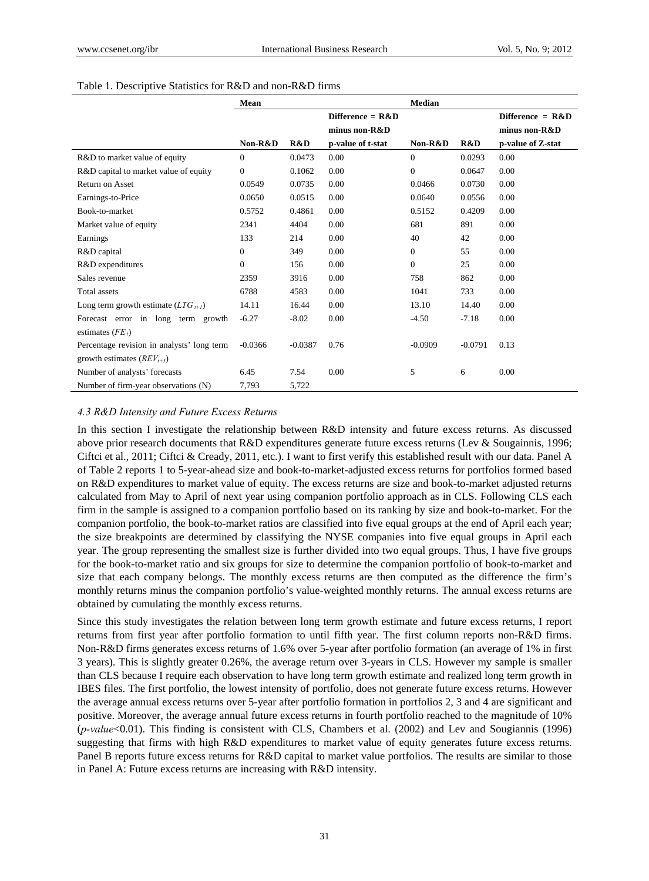Table 1. Descriptive Statistics for R&D and non-R&D firms

| | Mean | | | Median | | |
|---|---|---|---|---|---|---|
| | | | Difference = R&D minus non-R&D | | | Difference = R&D minus non-R&D |
| | Non-R&D | R&D | p-value of t-stat | Non-R&D | R&D | p-value of Z-stat |
| R&D to market value of equity | 0 | 0.0473 | 0.00 | 0 | 0.0293 | 0.00 |
| R&D capital to market value of equity | 0 | 0.1062 | 0.00 | 0 | 0.0647 | 0.00 |
| Return on Asset | 0.0549 | 0.0735 | 0.00 | 0.0466 | 0.0730 | 0.00 |
| Earnings-to-Price | 0.0650 | 0.0515 | 0.00 | 0.0640 | 0.0556 | 0.00 |
| Book-to-market | 0.5752 | 0.4861 | 0.00 | 0.5152 | 0.4209 | 0.00 |
| Market value of equity | 2341 | 4404 | 0.00 | 681 | 891 | 0.00 |
| Earnings | 133 | 214 | 0.00 | 40 | 42 | 0.00 |
| R&D capital | 0 | 349 | 0.00 | 0 | 55 | 0.00 |
| R&D expenditures | 0 | 156 | 0.00 | 0 | 25 | 0.00 |
| Sales revenue | 2359 | 3916 | 0.00 | 758 | 862 | 0.00 |
| Total assets | 6788 | 4583 | 0.00 | 1041 | 733 | 0.00 |
| Long term growth estimate ($LTG_{t+1}$) | 14.11 | 16.44 | 0.00 | 13.10 | 14.40 | 0.00 |
| Forecast error in long term growth estimates ($FE_t$) | -6.27 | -8.02 | 0.00 | -4.50 | -7.18 | 0.00 |
| Percentage revision in analysts' long term growth estimates ($REV_{t+5}$) | -0.0366 | -0.0387 | 0.76 | -0.0909 | -0.0791 | 0.13 |
| Number of analysts' forecasts | 6.45 | 7.54 | 0.00 | 5 | 6 | 0.00 |
| Number of firm-year observations (N) | 7,793 | 5,722 | | | | |

#### *4.3 R&D Intensity and Future Excess Returns*

In this section I investigate the relationship between R&D intensity and future excess returns. As discussed above prior research documents that R&D expenditures generate future excess returns (Lev & Sougainnis, 1996; Ciftci et al., 2011; Ciftci & Cready, 2011, etc.). I want to first verify this established result with our data. Panel A of Table 2 reports 1 to 5-year-ahead size and book-to-market-adjusted excess returns for portfolios formed based on R&D expenditures to market value of equity. The excess returns are size and book-to-market adjusted returns calculated from May to April of next year using companion portfolio approach as in CLS. Following CLS each firm in the sample is assigned to a companion portfolio based on its ranking by size and book-to-market. For the companion portfolio, the book-to-market ratios are classified into five equal groups at the end of April each year; the size breakpoints are determined by classifying the NYSE companies into five equal groups in April each year. The group representing the smallest size is further divided into two equal groups. Thus, I have five groups for the book-to-market ratio and six groups for size to determine the companion portfolio of book-to-market and size that each company belongs. The monthly excess returns are then computed as the difference the firm's monthly returns minus the companion portfolio's value-weighted monthly returns. The annual excess returns are obtained by cumulating the monthly excess returns.

Since this study investigates the relation between long term growth estimate and future excess returns, I report returns from first year after portfolio formation to until fifth year. The first column reports non-R&D firms. Non-R&D firms generates excess returns of 1.6% over 5-year after portfolio formation (an average of 1% in first 3 years). This is slightly greater 0.26%, the average return over 3-years in CLS. However my sample is smaller than CLS because I require each observation to have long term growth estimate and realized long term growth in IBES files. The first portfolio, the lowest intensity of portfolio, does not generate future excess returns. However the average annual excess returns over 5-year after portfolio formation in portfolios 2, 3 and 4 are significant and positive. Moreover, the average annual future excess returns in fourth portfolio reached to the magnitude of 10% (*p-value*<0.01). This finding is consistent with CLS, Chambers et al. (2002) and Lev and Sougiannis (1996) suggesting that firms with high R&D expenditures to market value of equity generates future excess returns. Panel B reports future excess returns for R&D capital to market value portfolios. The results are similar to those in Panel A: Future excess returns are increasing with R&D intensity.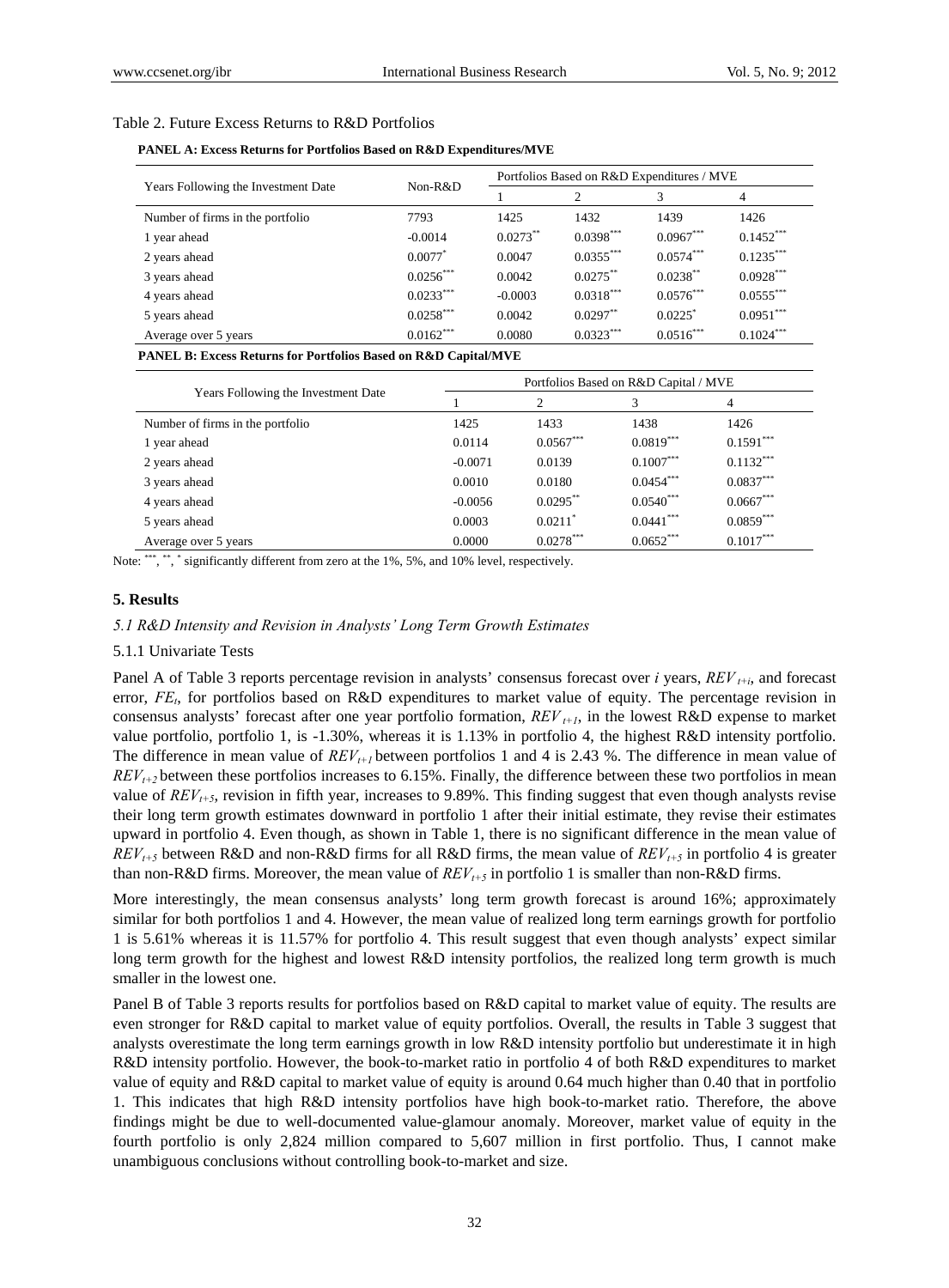Table 2. Future Excess Returns to R&D Portfolios

**PANEL A: Excess Returns for Portfolios Based on R&D Expenditures/MVE**

| Years Following the Investment Date | Non-R&D | Portfolios Based on R&D Expenditures / MVE | | | |
|---|---|---|---|---|---|
| | | 1 | 2 | 3 | 4 |
| Number of firms in the portfolio | 7793 | 1425 | 1432 | 1439 | 1426 |
| 1 year ahead | -0.0014 | 0.0273** | 0.0398*** | 0.0967*** | 0.1452*** |
| 2 years ahead | 0.0077* | 0.0047 | 0.0355*** | 0.0574*** | 0.1235*** |
| 3 years ahead | 0.0256*** | 0.0042 | 0.0275** | 0.0238** | 0.0928*** |
| 4 years ahead | 0.0233*** | -0.0003 | 0.0318*** | 0.0576*** | 0.0555*** |
| 5 years ahead | 0.0258*** | 0.0042 | 0.0297** | 0.0225* | 0.0951*** |
| Average over 5 years | 0.0162*** | 0.0080 | 0.0323*** | 0.0516*** | 0.1024*** |

**PANEL B: Excess Returns for Portfolios Based on R&D Capital/MVE**

| Years Following the Investment Date | Portfolios Based on R&D Capital / MVE | | | |
|---|---|---|---|---|
| | 1 | 2 | 3 | 4 |
| Number of firms in the portfolio | 1425 | 1433 | 1438 | 1426 |
| 1 year ahead | 0.0114 | 0.0567*** | 0.0819*** | 0.1591*** |
| 2 years ahead | -0.0071 | 0.0139 | 0.1007*** | 0.1132*** |
| 3 years ahead | 0.0010 | 0.0180 | 0.0454*** | 0.0837*** |
| 4 years ahead | -0.0056 | 0.0295** | 0.0540*** | 0.0667*** |
| 5 years ahead | 0.0003 | 0.0211* | 0.0441*** | 0.0859*** |
| Average over 5 years | 0.0000 | 0.0278*** | 0.0652*** | 0.1017*** |

Note: ***, **, * significantly different from zero at the 1%, 5%, and 10% level, respectively.

## 5. Results

### *5.1 R&D Intensity and Revision in Analysts' Long Term Growth Estimates*

#### 5.1.1 Univariate Tests

Panel A of Table 3 reports percentage revision in analysts' consensus forecast over *i* years, $REV_{t+i}$, and forecast error, $FE_t$, for portfolios based on R&D expenditures to market value of equity. The percentage revision in consensus analysts' forecast after one year portfolio formation, $REV_{t+1}$, in the lowest R&D expense to market value portfolio, portfolio 1, is -1.30%, whereas it is 1.13% in portfolio 4, the highest R&D intensity portfolio. The difference in mean value of $REV_{t+1}$ between portfolios 1 and 4 is 2.43 %. The difference in mean value of $REV_{t+2}$ between these portfolios increases to 6.15%. Finally, the difference between these two portfolios in mean value of $REV_{t+5}$, revision in fifth year, increases to 9.89%. This finding suggest that even though analysts revise their long term growth estimates downward in portfolio 1 after their initial estimate, they revise their estimates upward in portfolio 4. Even though, as shown in Table 1, there is no significant difference in the mean value of $REV_{t+5}$ between R&D and non-R&D firms for all R&D firms, the mean value of $REV_{t+5}$ in portfolio 4 is greater than non-R&D firms. Moreover, the mean value of $REV_{t+5}$ in portfolio 1 is smaller than non-R&D firms.

More interestingly, the mean consensus analysts' long term growth forecast is around 16%; approximately similar for both portfolios 1 and 4. However, the mean value of realized long term earnings growth for portfolio 1 is 5.61% whereas it is 11.57% for portfolio 4. This result suggest that even though analysts' expect similar long term growth for the highest and lowest R&D intensity portfolios, the realized long term growth is much smaller in the lowest one.

Panel B of Table 3 reports results for portfolios based on R&D capital to market value of equity. The results are even stronger for R&D capital to market value of equity portfolios. Overall, the results in Table 3 suggest that analysts overestimate the long term earnings growth in low R&D intensity portfolio but underestimate it in high R&D intensity portfolio. However, the book-to-market ratio in portfolio 4 of both R&D expenditures to market value of equity and R&D capital to market value of equity is around 0.64 much higher than 0.40 that in portfolio 1. This indicates that high R&D intensity portfolios have high book-to-market ratio. Therefore, the above findings might be due to well-documented value-glamour anomaly. Moreover, market value of equity in the fourth portfolio is only 2,824 million compared to 5,607 million in first portfolio. Thus, I cannot make unambiguous conclusions without controlling book-to-market and size.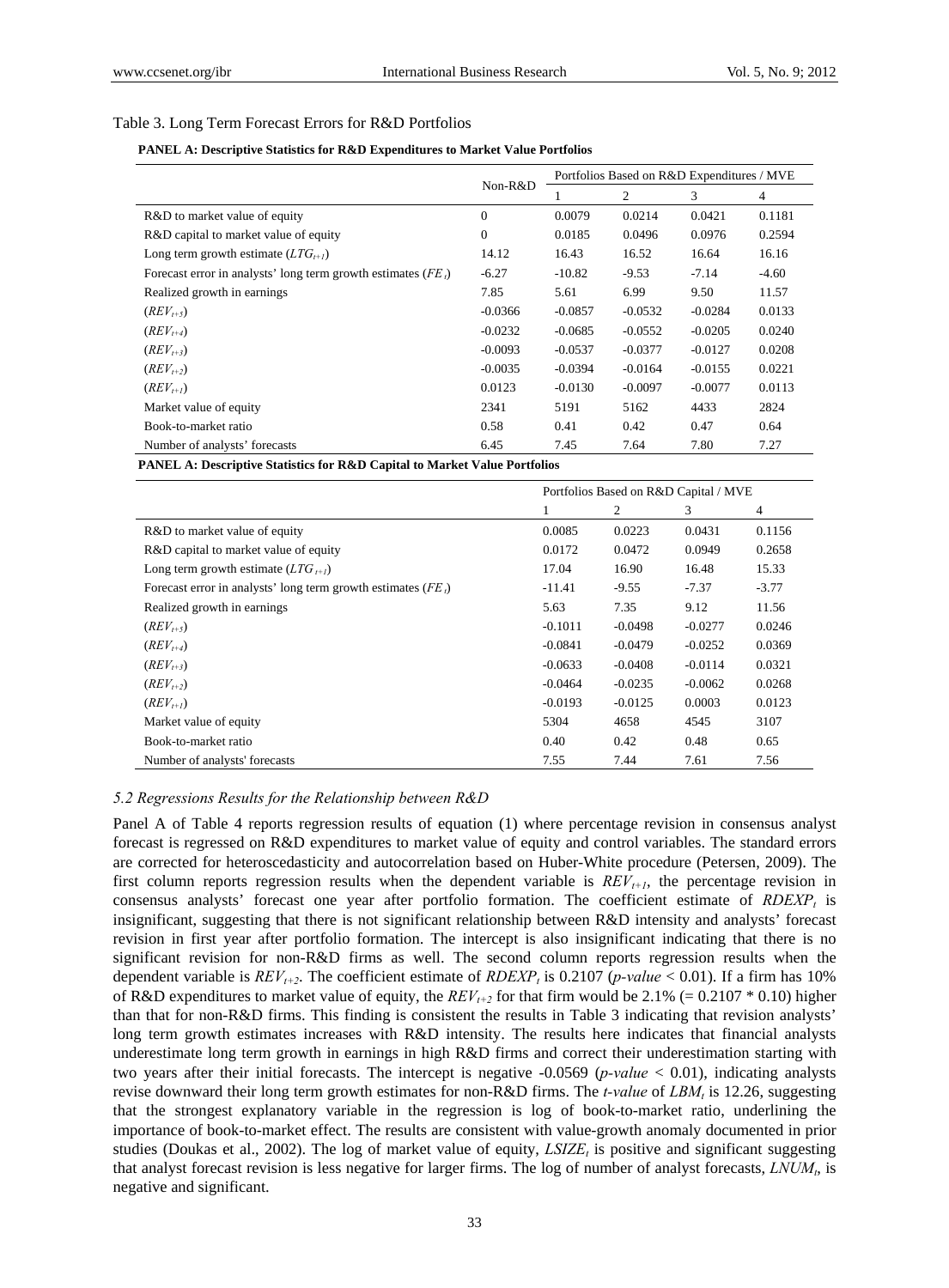Table 3. Long Term Forecast Errors for R&D Portfolios

**PANEL A: Descriptive Statistics for R&D Expenditures to Market Value Portfolios**

| | Non-R&D | Portfolios Based on R&D Expenditures / MVE | | | |
|---|---|---|---|---|---|
| | | 1 | 2 | 3 | 4 |
| R&D to market value of equity | 0 | 0.0079 | 0.0214 | 0.0421 | 0.1181 |
| R&D capital to market value of equity | 0 | 0.0185 | 0.0496 | 0.0976 | 0.2594 |
| Long term growth estimate ($LTG_{t+1}$) | 14.12 | 16.43 | 16.52 | 16.64 | 16.16 |
| Forecast error in analysts' long term growth estimates ($FE_t$) | -6.27 | -10.82 | -9.53 | -7.14 | -4.60 |
| Realized growth in earnings | 7.85 | 5.61 | 6.99 | 9.50 | 11.57 |
| ($REV_{t+5}$) | -0.0366 | -0.0857 | -0.0532 | -0.0284 | 0.0133 |
| ($REV_{t+4}$) | -0.0232 | -0.0685 | -0.0552 | -0.0205 | 0.0240 |
| ($REV_{t+3}$) | -0.0093 | -0.0537 | -0.0377 | -0.0127 | 0.0208 |
| ($REV_{t+2}$) | -0.0035 | -0.0394 | -0.0164 | -0.0155 | 0.0221 |
| ($REV_{t+1}$) | 0.0123 | -0.0130 | -0.0097 | -0.0077 | 0.0113 |
| Market value of equity | 2341 | 5191 | 5162 | 4433 | 2824 |
| Book-to-market ratio | 0.58 | 0.41 | 0.42 | 0.47 | 0.64 |
| Number of analysts' forecasts | 6.45 | 7.45 | 7.64 | 7.80 | 7.27 |

**PANEL A: Descriptive Statistics for R&D Capital to Market Value Portfolios**

| | Portfolios Based on R&D Capital / MVE | | | |
|---|---|---|---|---|
| | 1 | 2 | 3 | 4 |
| R&D to market value of equity | 0.0085 | 0.0223 | 0.0431 | 0.1156 |
| R&D capital to market value of equity | 0.0172 | 0.0472 | 0.0949 | 0.2658 |
| Long term growth estimate ($LTG_{t+1}$) | 17.04 | 16.90 | 16.48 | 15.33 |
| Forecast error in analysts' long term growth estimates ($FE_t$) | -11.41 | -9.55 | -7.37 | -3.77 |
| Realized growth in earnings | 5.63 | 7.35 | 9.12 | 11.56 |
| ($REV_{t+5}$) | -0.1011 | -0.0498 | -0.0277 | 0.0246 |
| ($REV_{t+4}$) | -0.0841 | -0.0479 | -0.0252 | 0.0369 |
| ($REV_{t+3}$) | -0.0633 | -0.0408 | -0.0114 | 0.0321 |
| ($REV_{t+2}$) | -0.0464 | -0.0235 | -0.0062 | 0.0268 |
| ($REV_{t+1}$) | -0.0193 | -0.0125 | 0.0003 | 0.0123 |
| Market value of equity | 5304 | 4658 | 4545 | 3107 |
| Book-to-market ratio | 0.40 | 0.42 | 0.48 | 0.65 |
| Number of analysts' forecasts | 7.55 | 7.44 | 7.61 | 7.56 |

### *5.2 Regressions Results for the Relationship between R&D*

Panel A of Table 4 reports regression results of equation (1) where percentage revision in consensus analyst forecast is regressed on R&D expenditures to market value of equity and control variables. The standard errors are corrected for heteroscedasticity and autocorrelation based on Huber-White procedure (Petersen, 2009). The first column reports regression results when the dependent variable is $REV_{t+1}$, the percentage revision in consensus analysts' forecast one year after portfolio formation. The coefficient estimate of $RDEXP_t$ is insignificant, suggesting that there is not significant relationship between R&D intensity and analysts' forecast revision in first year after portfolio formation. The intercept is also insignificant indicating that there is no significant revision for non-R&D firms as well. The second column reports regression results when the dependent variable is $REV_{t+2}$. The coefficient estimate of $RDEXP_t$ is 0.2107 (*p-value* < 0.01). If a firm has 10% of R&D expenditures to market value of equity, the $REV_{t+2}$ for that firm would be 2.1% (= 0.2107 * 0.10) higher than that for non-R&D firms. This finding is consistent the results in Table 3 indicating that revision analysts' long term growth estimates increases with R&D intensity. The results here indicates that financial analysts underestimate long term growth in earnings in high R&D firms and correct their underestimation starting with two years after their initial forecasts. The intercept is negative -0.0569 (*p-value* < 0.01), indicating analysts revise downward their long term growth estimates for non-R&D firms. The *t-value* of $LBM_t$ is 12.26, suggesting that the strongest explanatory variable in the regression is log of book-to-market ratio, underlining the importance of book-to-market effect. The results are consistent with value-growth anomaly documented in prior studies (Doukas et al., 2002). The log of market value of equity, $LSIZE_t$ is positive and significant suggesting that analyst forecast revision is less negative for larger firms. The log of number of analyst forecasts, $LNUM_t$, is negative and significant.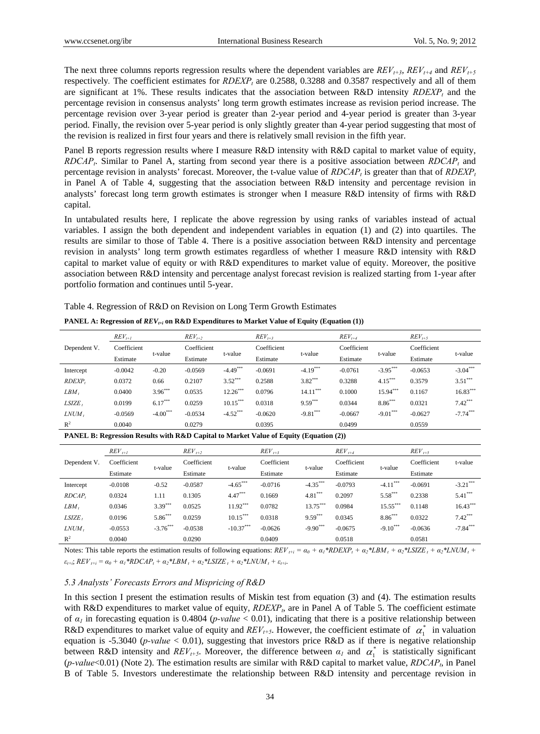The next three columns reports regression results where the dependent variables are $REV_{t+3}$, $REV_{t+4}$ and $REV_{t+5}$ respectively. The coefficient estimates for $RDEXP_t$ are 0.2588, 0.3288 and 0.3587 respectively and all of them are significant at 1%. These results indicates that the association between R&D intensity $RDEXP_t$ and the percentage revision in consensus analysts' long term growth estimates increase as revision period increase. The percentage revision over 3-year period is greater than 2-year period and 4-year period is greater than 3-year period. Finally, the revision over 5-year period is only slightly greater than 4-year period suggesting that most of the revision is realized in first four years and there is relatively small revision in the fifth year.

Panel B reports regression results where I measure R&D intensity with R&D capital to market value of equity, $RDCAP_t$. Similar to Panel A, starting from second year there is a positive association between $RDCAP_t$ and percentage revision in analysts' forecast. Moreover, the t-value value of $RDCAP_t$ is greater than that of $RDEXP_t$ in Panel A of Table 4, suggesting that the association between R&D intensity and percentage revision in analysts' forecast long term growth estimates is stronger when I measure R&D intensity of firms with R&D capital.

In untabulated results here, I replicate the above regression by using ranks of variables instead of actual variables. I assign the both dependent and independent variables in equation (1) and (2) into quartiles. The results are similar to those of Table 4. There is a positive association between R&D intensity and percentage revision in analysts' long term growth estimates regardless of whether I measure R&D intensity with R&D capital to market value of equity or with R&D expenditures to market value of equity. Moreover, the positive association between R&D intensity and percentage analyst forecast revision is realized starting from 1-year after portfolio formation and continues until 5-year.

Table 4. Regression of R&D on Revision on Long Term Growth Estimates

**PANEL A: Regression of $REV_{t+i}$ on R&D Expenditures to Market Value of Equity (Equation (1))**

| | $REV_{t+1}$ | | $REV_{t+2}$ | | $REV_{t+3}$ | | $REV_{t+4}$ | | $REV_{t+5}$ | |
|---|---|---|---|---|---|---|---|---|---|---|
| Dependent V. | Coefficient Estimate | t-value | Coefficient Estimate | t-value | Coefficient Estimate | t-value | Coefficient Estimate | t-value | Coefficient Estimate | t-value |
| Intercept | -0.0042 | -0.20 | -0.0569 | -4.49*** | -0.0691 | -4.19*** | -0.0761 | -3.95*** | -0.0653 | -3.04*** |
| $RDEXP_t$ | 0.0372 | 0.66 | 0.2107 | 3.52*** | 0.2588 | 3.82*** | 0.3288 | 4.15*** | 0.3579 | 3.51*** |
| $LBM_t$ | 0.0400 | 3.96*** | 0.0535 | 12.26*** | 0.0796 | 14.11*** | 0.1000 | 15.94*** | 0.1167 | 16.83*** |
| $LSIZE_t$ | 0.0199 | 6.17*** | 0.0259 | 10.15*** | 0.0318 | 9.59*** | 0.0344 | 8.86*** | 0.0321 | 7.42*** |
| $LNUM_t$ | -0.0569 | -4.00*** | -0.0534 | -4.52*** | -0.0620 | -9.81*** | -0.0667 | -9.01*** | -0.0627 | -7.74*** |
| $R^2$ | 0.0040 | | 0.0279 | | 0.0395 | | 0.0499 | | 0.0559 | |

**PANEL B: Regression Results with R&D Capital to Market Value of Equity (Equation (2))**

| | $REV_{t+1}$ | | $REV_{t+2}$ | | $REV_{t+3}$ | | $REV_{t+4}$ | | $REV_{t+5}$ | |
|---|---|---|---|---|---|---|---|---|---|---|
| Dependent V. | Coefficient Estimate | t-value | Coefficient Estimate | t-value | Coefficient Estimate | t-value | Coefficient Estimate | t-value | Coefficient Estimate | t-value |
| Intercept | -0.0108 | -0.52 | -0.0587 | -4.65*** | -0.0716 | -4.35*** | -0.0793 | -4.11*** | -0.0691 | -3.21*** |
| $RDCAP_t$ | 0.0324 | 1.11 | 0.1305 | 4.47*** | 0.1669 | 4.81*** | 0.2097 | 5.58*** | 0.2338 | 5.41*** |
| $LBM_t$ | 0.0346 | 3.39*** | 0.0525 | 11.92*** | 0.0782 | 13.75*** | 0.0984 | 15.55*** | 0.1148 | 16.43*** |
| $LSIZE_t$ | 0.0196 | 5.86*** | 0.0259 | 10.15*** | 0.0318 | 9.59*** | 0.0345 | 8.86*** | 0.0322 | 7.42*** |
| $LNUM_t$ | -0.0553 | -3.76*** | -0.0538 | -10.37*** | -0.0626 | -9.90*** | -0.0675 | -9.10*** | -0.0636 | -7.84*** |
| $R^2$ | 0.0040 | | 0.0290 | | 0.0409 | | 0.0518 | | 0.0581 | |

Notes: This table reports the estimation results of following equations: $REV_{t+i} = \alpha_0 + \alpha_1 * RDEXP_t + \alpha_2 * LBM_t + \alpha_2 * LSIZE_t + \alpha_2 * LNUM_t + \varepsilon_{t+i}$; $REV_{t+i} = \alpha_0 + \alpha_1 * RDCAP_t + \alpha_2 * LBM_t + \alpha_2 * LSIZE_t + \alpha_2 * LNUM_t + \varepsilon_{t+i}$.

### 5.3 Analysts' Forecasts Errors and Mispricing of R&D

In this section I present the estimation results of Miskin test from equation (3) and (4). The estimation results with R&D expenditures to market value of equity, $RDEXP_t$, are in Panel A of Table 5. The coefficient estimate of $\alpha_1$ in forecasting equation is 0.4804 ($p$-$value$ < 0.01), indicating that there is a positive relationship between R&D expenditures to market value of equity and $REV_{t+5}$. However, the coefficient estimate of $\alpha_1^*$ in valuation equation is -5.3040 ($p$-$value$ < 0.01), suggesting that investors price R&D as if there is negative relationship between R&D intensity and $REV_{t+5}$. Moreover, the difference between $\alpha_1$ and $\alpha_1^*$ is statistically significant ($p$-$value$<0.01) (Note 2). The estimation results are similar with R&D capital to market value, $RDCAP_t$, in Panel B of Table 5. Investors underestimate the relationship between R&D intensity and percentage revision in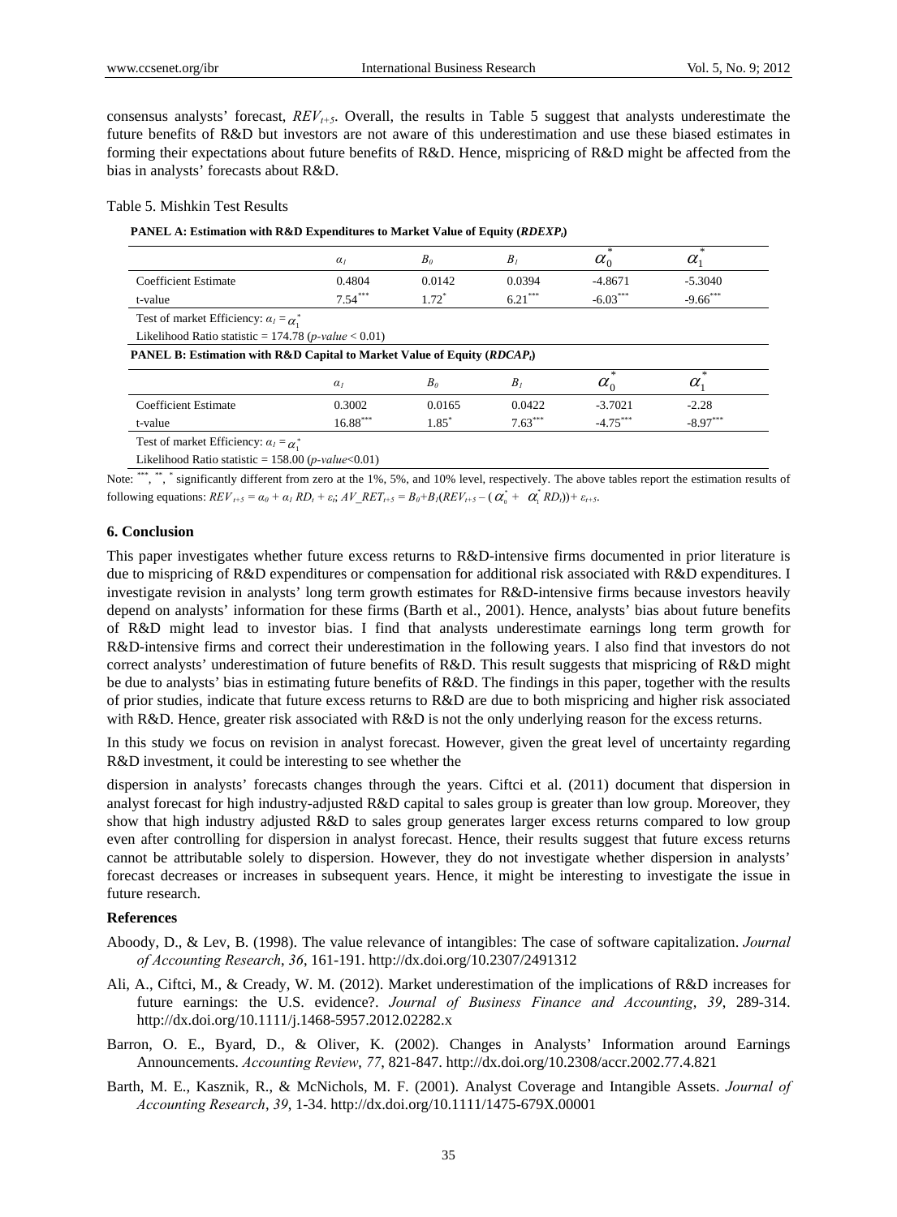consensus analysts' forecast, $REV_{t+5}$. Overall, the results in Table 5 suggest that analysts underestimate the future benefits of R&D but investors are not aware of this underestimation and use these biased estimates in forming their expectations about future benefits of R&D. Hence, mispricing of R&D might be affected from the bias in analysts' forecasts about R&D.

Table 5. Mishkin Test Results

**PANEL A: Estimation with R&D Expenditures to Market Value of Equity ($RDEXP_t$)**

| | $\alpha_1$ | $B_0$ | $B_1$ | $\alpha_0^*$ | $\alpha_1^*$ |
|---|---|---|---|---|---|
| Coefficient Estimate | 0.4804 | 0.0142 | 0.0394 | -4.8671 | -5.3040 |
| t-value | $7.54^{***}$ | $1.72^{*}$ | $6.21^{***}$ | $-6.03^{***}$ | $-9.66^{***}$ |

Test of market Efficiency: $\alpha_1 = \alpha_1^*$

Likelihood Ratio statistic = 174.78 ($p$-value < 0.01)

**PANEL B: Estimation with R&D Capital to Market Value of Equity ($RDCAP_t$)**

| | $\alpha_1$ | $B_0$ | $B_1$ | $\alpha_0^*$ | $\alpha_1^*$ |
|---|---|---|---|---|---|
| Coefficient Estimate | 0.3002 | 0.0165 | 0.0422 | -3.7021 | -2.28 |
| t-value | $16.88^{***}$ | $1.85^{*}$ | $7.63^{***}$ | $-4.75^{***}$ | $-8.97^{***}$ |

Test of market Efficiency: $\alpha_1 = \alpha_1^*$

Likelihood Ratio statistic = 158.00 ($p$-value<0.01)

Note: ***, **, * significantly different from zero at the 1%, 5%, and 10% level, respectively. The above tables report the estimation results of following equations: $REV_{t+5} = \alpha_0 + \alpha_1 RD_t + \varepsilon_t$; $AV\_RET_{t+5} = B_0 + B_1(REV_{t+5} - (\alpha_0^* + \alpha_1^* RD_t)) + \varepsilon_{t+5}$.

### 6. Conclusion

This paper investigates whether future excess returns to R&D-intensive firms documented in prior literature is due to mispricing of R&D expenditures or compensation for additional risk associated with R&D expenditures. I investigate revision in analysts' long term growth estimates for R&D-intensive firms because investors heavily depend on analysts' information for these firms (Barth et al., 2001). Hence, analysts' bias about future benefits of R&D might lead to investor bias. I find that analysts underestimate earnings long term growth for R&D-intensive firms and correct their underestimation in the following years. I also find that investors do not correct analysts' underestimation of future benefits of R&D. This result suggests that mispricing of R&D might be due to analysts' bias in estimating future benefits of R&D. The findings in this paper, together with the results of prior studies, indicate that future excess returns to R&D are due to both mispricing and higher risk associated with R&D. Hence, greater risk associated with R&D is not the only underlying reason for the excess returns.

In this study we focus on revision in analyst forecast. However, given the great level of uncertainty regarding R&D investment, it could be interesting to see whether the dispersion in analysts' forecasts changes through the years. Ciftci et al. (2011) document that dispersion in analyst forecast for high industry-adjusted R&D capital to sales group is greater than low group. Moreover, they show that high industry adjusted R&D to sales group generates larger excess returns compared to low group even after controlling for dispersion in analyst forecast. Hence, their results suggest that future excess returns cannot be attributable solely to dispersion. However, they do not investigate whether dispersion in analysts' forecast decreases or increases in subsequent years. Hence, it might be interesting to investigate the issue in future research.

### References

Aboody, D., & Lev, B. (1998). The value relevance of intangibles: The case of software capitalization. *Journal of Accounting Research*, *36*, 161-191. http://dx.doi.org/10.2307/2491312

Ali, A., Ciftci, M., & Cready, W. M. (2012). Market underestimation of the implications of R&D increases for future earnings: the U.S. evidence?. *Journal of Business Finance and Accounting*, *39*, 289-314. http://dx.doi.org/10.1111/j.1468-5957.2012.02282.x

Barron, O. E., Byard, D., & Oliver, K. (2002). Changes in Analysts' Information around Earnings Announcements. *Accounting Review*, *77*, 821-847. http://dx.doi.org/10.2308/accr.2002.77.4.821

Barth, M. E., Kasznik, R., & McNichols, M. F. (2001). Analyst Coverage and Intangible Assets. *Journal of Accounting Research*, *39*, 1-34. http://dx.doi.org/10.1111/1475-679X.00001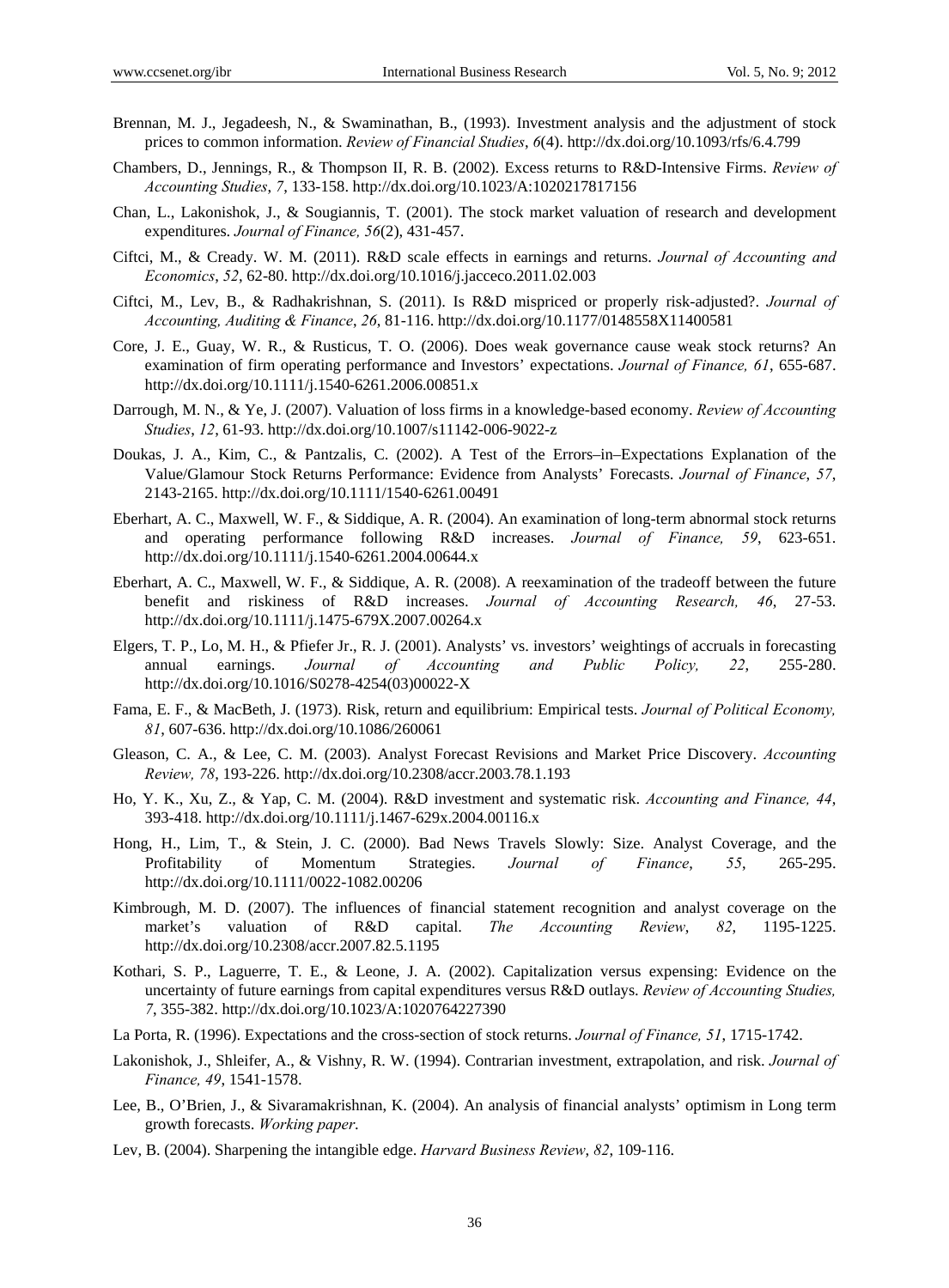Brennan, M. J., Jegadeesh, N., & Swaminathan, B., (1993). Investment analysis and the adjustment of stock prices to common information. *Review of Financial Studies*, *6*(4). http://dx.doi.org/10.1093/rfs/6.4.799

Chambers, D., Jennings, R., & Thompson II, R. B. (2002). Excess returns to R&D-Intensive Firms. *Review of Accounting Studies*, *7*, 133-158. http://dx.doi.org/10.1023/A:1020217817156

Chan, L., Lakonishok, J., & Sougiannis, T. (2001). The stock market valuation of research and development expenditures. *Journal of Finance, 56*(2), 431-457.

Ciftci, M., & Cready. W. M. (2011). R&D scale effects in earnings and returns. *Journal of Accounting and Economics*, *52*, 62-80. http://dx.doi.org/10.1016/j.jacceco.2011.02.003

Ciftci, M., Lev, B., & Radhakrishnan, S. (2011). Is R&D mispriced or properly risk-adjusted?. *Journal of Accounting, Auditing & Finance*, *26*, 81-116. http://dx.doi.org/10.1177/0148558X11400581

Core, J. E., Guay, W. R., & Rusticus, T. O. (2006). Does weak governance cause weak stock returns? An examination of firm operating performance and Investors' expectations. *Journal of Finance, 61*, 655-687. http://dx.doi.org/10.1111/j.1540-6261.2006.00851.x

Darrough, M. N., & Ye, J. (2007). Valuation of loss firms in a knowledge-based economy. *Review of Accounting Studies*, *12*, 61-93. http://dx.doi.org/10.1007/s11142-006-9022-z

Doukas, J. A., Kim, C., & Pantzalis, C. (2002). A Test of the Errors–in–Expectations Explanation of the Value/Glamour Stock Returns Performance: Evidence from Analysts' Forecasts. *Journal of Finance*, *57*, 2143-2165. http://dx.doi.org/10.1111/1540-6261.00491

Eberhart, A. C., Maxwell, W. F., & Siddique, A. R. (2004). An examination of long-term abnormal stock returns and operating performance following R&D increases. *Journal of Finance, 59*, 623-651. http://dx.doi.org/10.1111/j.1540-6261.2004.00644.x

Eberhart, A. C., Maxwell, W. F., & Siddique, A. R. (2008). A reexamination of the tradeoff between the future benefit and riskiness of R&D increases. *Journal of Accounting Research, 46*, 27-53. http://dx.doi.org/10.1111/j.1475-679X.2007.00264.x

Elgers, T. P., Lo, M. H., & Pfiefer Jr., R. J. (2001). Analysts' vs. investors' weightings of accruals in forecasting annual earnings. *Journal of Accounting and Public Policy, 22*, 255-280. http://dx.doi.org/10.1016/S0278-4254(03)00022-X

Fama, E. F., & MacBeth, J. (1973). Risk, return and equilibrium: Empirical tests. *Journal of Political Economy, 81*, 607-636. http://dx.doi.org/10.1086/260061

Gleason, C. A., & Lee, C. M. (2003). Analyst Forecast Revisions and Market Price Discovery. *Accounting Review, 78*, 193-226. http://dx.doi.org/10.2308/accr.2003.78.1.193

Ho, Y. K., Xu, Z., & Yap, C. M. (2004). R&D investment and systematic risk. *Accounting and Finance, 44*, 393-418. http://dx.doi.org/10.1111/j.1467-629x.2004.00116.x

Hong, H., Lim, T., & Stein, J. C. (2000). Bad News Travels Slowly: Size. Analyst Coverage, and the Profitability of Momentum Strategies. *Journal of Finance*, *55*, 265-295. http://dx.doi.org/10.1111/0022-1082.00206

Kimbrough, M. D. (2007). The influences of financial statement recognition and analyst coverage on the market's valuation of R&D capital. *The Accounting Review*, *82*, 1195-1225. http://dx.doi.org/10.2308/accr.2007.82.5.1195

Kothari, S. P., Laguerre, T. E., & Leone, J. A. (2002). Capitalization versus expensing: Evidence on the uncertainty of future earnings from capital expenditures versus R&D outlays. *Review of Accounting Studies, 7*, 355-382. http://dx.doi.org/10.1023/A:1020764227390

La Porta, R. (1996). Expectations and the cross-section of stock returns. *Journal of Finance, 51*, 1715-1742.

Lakonishok, J., Shleifer, A., & Vishny, R. W. (1994). Contrarian investment, extrapolation, and risk. *Journal of Finance, 49*, 1541-1578.

Lee, B., O'Brien, J., & Sivaramakrishnan, K. (2004). An analysis of financial analysts' optimism in Long term growth forecasts. *Working paper*.

Lev, B. (2004). Sharpening the intangible edge. *Harvard Business Review*, *82*, 109-116.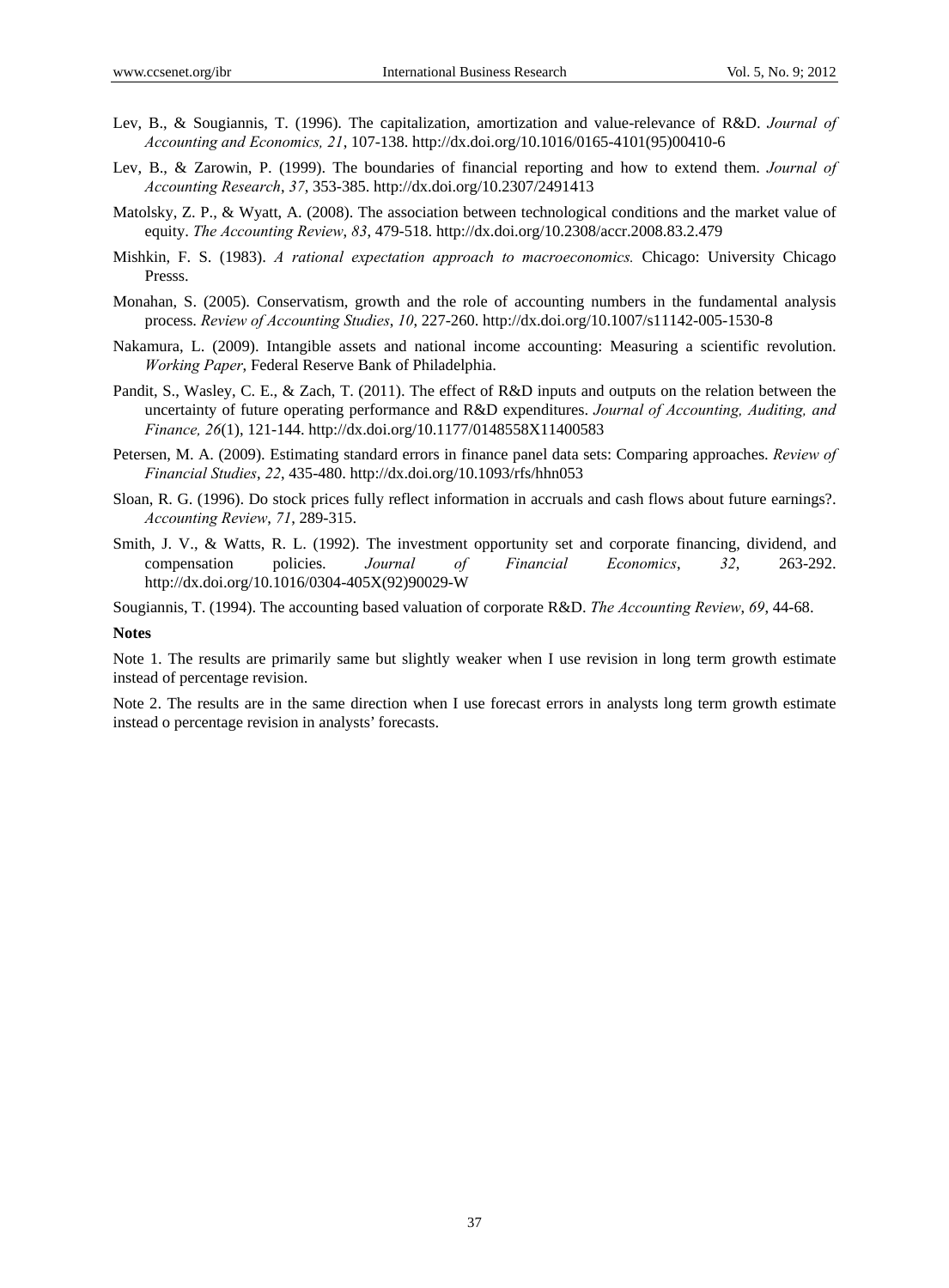Lev, B., & Sougiannis, T. (1996). The capitalization, amortization and value-relevance of R&D. *Journal of Accounting and Economics, 21*, 107-138. http://dx.doi.org/10.1016/0165-4101(95)00410-6

Lev, B., & Zarowin, P. (1999). The boundaries of financial reporting and how to extend them. *Journal of Accounting Research*, *37*, 353-385. http://dx.doi.org/10.2307/2491413

Matolsky, Z. P., & Wyatt, A. (2008). The association between technological conditions and the market value of equity. *The Accounting Review*, *83*, 479-518. http://dx.doi.org/10.2308/accr.2008.83.2.479

Mishkin, F. S. (1983). *A rational expectation approach to macroeconomics.* Chicago: University Chicago Presss.

Monahan, S. (2005). Conservatism, growth and the role of accounting numbers in the fundamental analysis process. *Review of Accounting Studies*, *10*, 227-260. http://dx.doi.org/10.1007/s11142-005-1530-8

Nakamura, L. (2009). Intangible assets and national income accounting: Measuring a scientific revolution. *Working Paper*, Federal Reserve Bank of Philadelphia.

Pandit, S., Wasley, C. E., & Zach, T. (2011). The effect of R&D inputs and outputs on the relation between the uncertainty of future operating performance and R&D expenditures. *Journal of Accounting, Auditing, and Finance, 26*(1), 121-144. http://dx.doi.org/10.1177/0148558X11400583

Petersen, M. A. (2009). Estimating standard errors in finance panel data sets: Comparing approaches. *Review of Financial Studies*, *22*, 435-480. http://dx.doi.org/10.1093/rfs/hhn053

Sloan, R. G. (1996). Do stock prices fully reflect information in accruals and cash flows about future earnings?. *Accounting Review*, *71*, 289-315.

Smith, J. V., & Watts, R. L. (1992). The investment opportunity set and corporate financing, dividend, and compensation policies. *Journal of Financial Economics*, *32*, 263-292. http://dx.doi.org/10.1016/0304-405X(92)90029-W

Sougiannis, T. (1994). The accounting based valuation of corporate R&D. *The Accounting Review*, *69*, 44-68.

**Notes**

Note 1. The results are primarily same but slightly weaker when I use revision in long term growth estimate instead of percentage revision.

Note 2. The results are in the same direction when I use forecast errors in analysts long term growth estimate instead o percentage revision in analysts' forecasts.